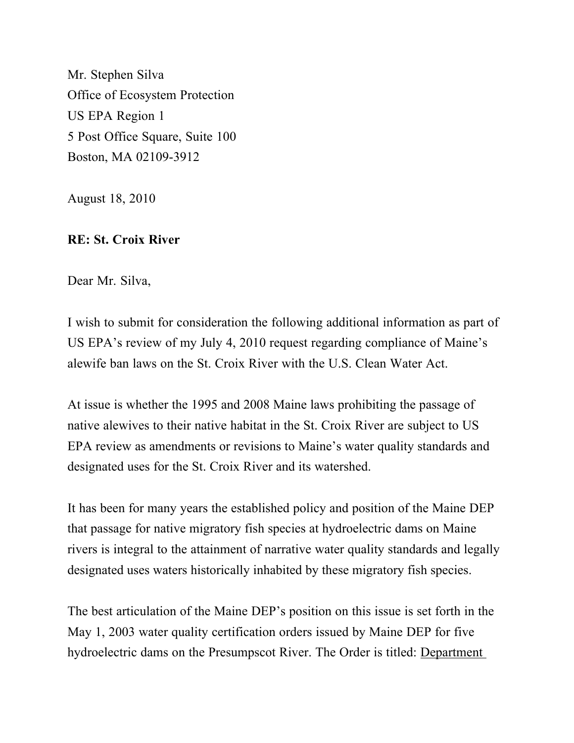Mr. Stephen Silva
Office of Ecosystem Protection
US EPA Region 1
5 Post Office Square, Suite 100
Boston, MA 02109-3912

August 18, 2010

**RE: St. Croix River**

Dear Mr. Silva,

I wish to submit for consideration the following additional information as part of US EPA's review of my July 4, 2010 request regarding compliance of Maine's alewife ban laws on the St. Croix River with the U.S. Clean Water Act.

At issue is whether the 1995 and 2008 Maine laws prohibiting the passage of native alewives to their native habitat in the St. Croix River are subject to US EPA review as amendments or revisions to Maine's water quality standards and designated uses for the St. Croix River and its watershed.

It has been for many years the established policy and position of the Maine DEP that passage for native migratory fish species at hydroelectric dams on Maine rivers is integral to the attainment of narrative water quality standards and legally designated uses waters historically inhabited by these migratory fish species.

The best articulation of the Maine DEP's position on this issue is set forth in the May 1, 2003 water quality certification orders issued by Maine DEP for five hydroelectric dams on the Presumpscot River. The Order is titled: Department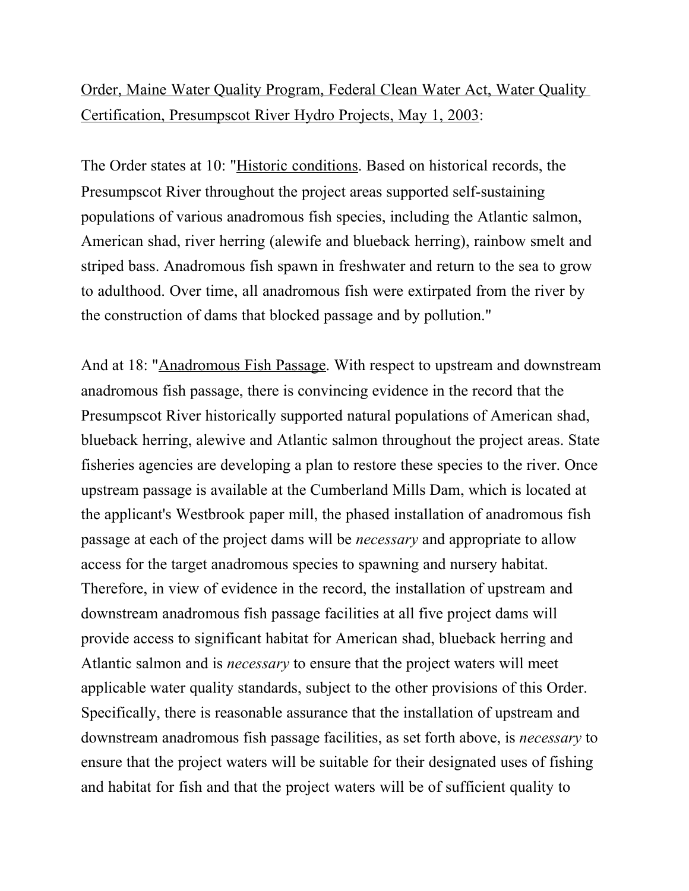<u>Order, Maine Water Quality Program, Federal Clean Water Act, Water Quality Certification, Presumpscot River Hydro Projects, May 1, 2003</u>:

The Order states at 10: "<u>Historic conditions</u>. Based on historical records, the Presumpscot River throughout the project areas supported self-sustaining populations of various anadromous fish species, including the Atlantic salmon, American shad, river herring (alewife and blueback herring), rainbow smelt and striped bass. Anadromous fish spawn in freshwater and return to the sea to grow to adulthood. Over time, all anadromous fish were extirpated from the river by the construction of dams that blocked passage and by pollution."

And at 18: "<u>Anadromous Fish Passage</u>. With respect to upstream and downstream anadromous fish passage, there is convincing evidence in the record that the Presumpscot River historically supported natural populations of American shad, blueback herring, alewive and Atlantic salmon throughout the project areas. State fisheries agencies are developing a plan to restore these species to the river. Once upstream passage is available at the Cumberland Mills Dam, which is located at the applicant's Westbrook paper mill, the phased installation of anadromous fish passage at each of the project dams will be *necessary* and appropriate to allow access for the target anadromous species to spawning and nursery habitat. Therefore, in view of evidence in the record, the installation of upstream and downstream anadromous fish passage facilities at all five project dams will provide access to significant habitat for American shad, blueback herring and Atlantic salmon and is *necessary* to ensure that the project waters will meet applicable water quality standards, subject to the other provisions of this Order. Specifically, there is reasonable assurance that the installation of upstream and downstream anadromous fish passage facilities, as set forth above, is *necessary* to ensure that the project waters will be suitable for their designated uses of fishing and habitat for fish and that the project waters will be of sufficient quality to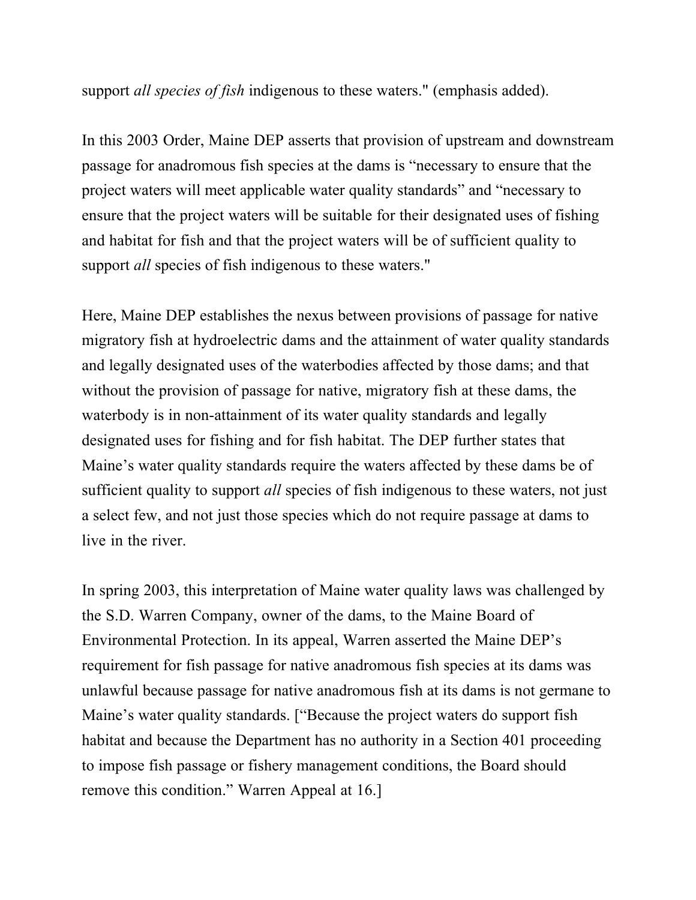support *all species of fish* indigenous to these waters." (emphasis added).

In this 2003 Order, Maine DEP asserts that provision of upstream and downstream passage for anadromous fish species at the dams is “necessary to ensure that the project waters will meet applicable water quality standards” and “necessary to ensure that the project waters will be suitable for their designated uses of fishing and habitat for fish and that the project waters will be of sufficient quality to support *all* species of fish indigenous to these waters."

Here, Maine DEP establishes the nexus between provisions of passage for native migratory fish at hydroelectric dams and the attainment of water quality standards and legally designated uses of the waterbodies affected by those dams; and that without the provision of passage for native, migratory fish at these dams, the waterbody is in non-attainment of its water quality standards and legally designated uses for fishing and for fish habitat. The DEP further states that Maine’s water quality standards require the waters affected by these dams be of sufficient quality to support *all* species of fish indigenous to these waters, not just a select few, and not just those species which do not require passage at dams to live in the river.

In spring 2003, this interpretation of Maine water quality laws was challenged by the S.D. Warren Company, owner of the dams, to the Maine Board of Environmental Protection. In its appeal, Warren asserted the Maine DEP’s requirement for fish passage for native anadromous fish species at its dams was unlawful because passage for native anadromous fish at its dams is not germane to Maine’s water quality standards. [“Because the project waters do support fish habitat and because the Department has no authority in a Section 401 proceeding to impose fish passage or fishery management conditions, the Board should remove this condition.” Warren Appeal at 16.]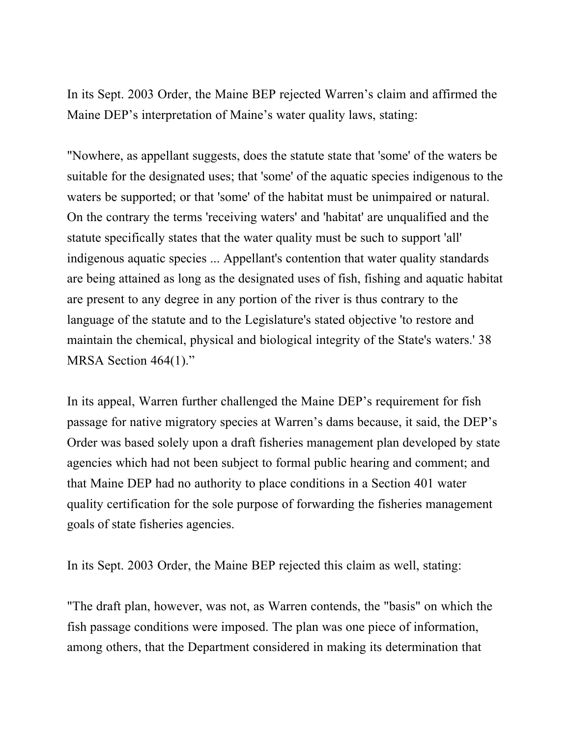In its Sept. 2003 Order, the Maine BEP rejected Warren's claim and affirmed the Maine DEP's interpretation of Maine's water quality laws, stating:

"Nowhere, as appellant suggests, does the statute state that 'some' of the waters be suitable for the designated uses; that 'some' of the aquatic species indigenous to the waters be supported; or that 'some' of the habitat must be unimpaired or natural. On the contrary the terms 'receiving waters' and 'habitat' are unqualified and the statute specifically states that the water quality must be such to support 'all' indigenous aquatic species ... Appellant's contention that water quality standards are being attained as long as the designated uses of fish, fishing and aquatic habitat are present to any degree in any portion of the river is thus contrary to the language of the statute and to the Legislature's stated objective 'to restore and maintain the chemical, physical and biological integrity of the State's waters.' 38 MRSA Section 464(1)."

In its appeal, Warren further challenged the Maine DEP's requirement for fish passage for native migratory species at Warren's dams because, it said, the DEP's Order was based solely upon a draft fisheries management plan developed by state agencies which had not been subject to formal public hearing and comment; and that Maine DEP had no authority to place conditions in a Section 401 water quality certification for the sole purpose of forwarding the fisheries management goals of state fisheries agencies.

In its Sept. 2003 Order, the Maine BEP rejected this claim as well, stating:

"The draft plan, however, was not, as Warren contends, the "basis" on which the fish passage conditions were imposed. The plan was one piece of information, among others, that the Department considered in making its determination that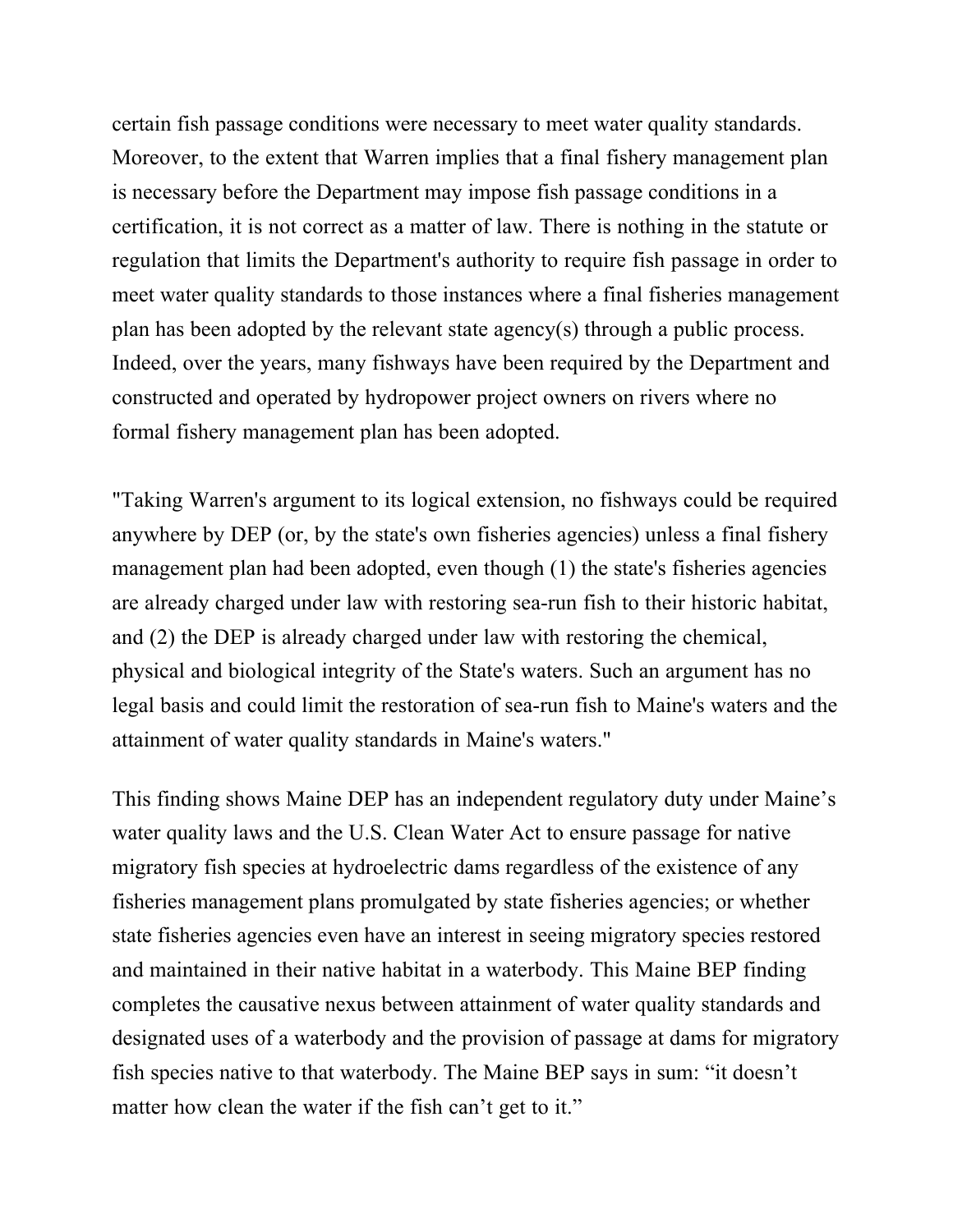certain fish passage conditions were necessary to meet water quality standards. Moreover, to the extent that Warren implies that a final fishery management plan is necessary before the Department may impose fish passage conditions in a certification, it is not correct as a matter of law. There is nothing in the statute or regulation that limits the Department's authority to require fish passage in order to meet water quality standards to those instances where a final fisheries management plan has been adopted by the relevant state agency(s) through a public process. Indeed, over the years, many fishways have been required by the Department and constructed and operated by hydropower project owners on rivers where no formal fishery management plan has been adopted.

"Taking Warren's argument to its logical extension, no fishways could be required anywhere by DEP (or, by the state's own fisheries agencies) unless a final fishery management plan had been adopted, even though (1) the state's fisheries agencies are already charged under law with restoring sea-run fish to their historic habitat, and (2) the DEP is already charged under law with restoring the chemical, physical and biological integrity of the State's waters. Such an argument has no legal basis and could limit the restoration of sea-run fish to Maine's waters and the attainment of water quality standards in Maine's waters."

This finding shows Maine DEP has an independent regulatory duty under Maine's water quality laws and the U.S. Clean Water Act to ensure passage for native migratory fish species at hydroelectric dams regardless of the existence of any fisheries management plans promulgated by state fisheries agencies; or whether state fisheries agencies even have an interest in seeing migratory species restored and maintained in their native habitat in a waterbody. This Maine BEP finding completes the causative nexus between attainment of water quality standards and designated uses of a waterbody and the provision of passage at dams for migratory fish species native to that waterbody. The Maine BEP says in sum: "it doesn't matter how clean the water if the fish can't get to it."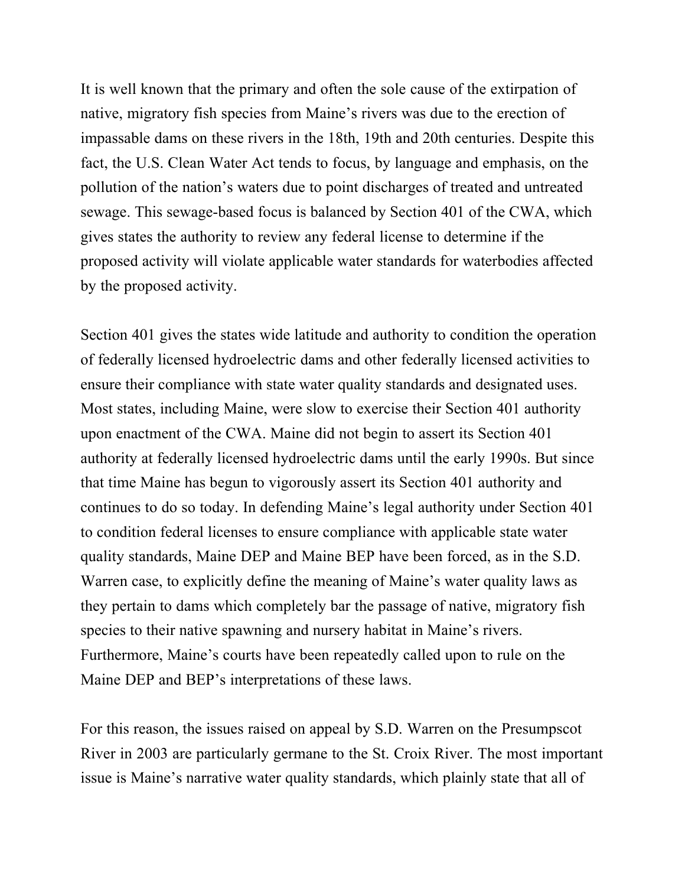It is well known that the primary and often the sole cause of the extirpation of native, migratory fish species from Maine's rivers was due to the erection of impassable dams on these rivers in the 18th, 19th and 20th centuries. Despite this fact, the U.S. Clean Water Act tends to focus, by language and emphasis, on the pollution of the nation's waters due to point discharges of treated and untreated sewage. This sewage-based focus is balanced by Section 401 of the CWA, which gives states the authority to review any federal license to determine if the proposed activity will violate applicable water standards for waterbodies affected by the proposed activity.

Section 401 gives the states wide latitude and authority to condition the operation of federally licensed hydroelectric dams and other federally licensed activities to ensure their compliance with state water quality standards and designated uses. Most states, including Maine, were slow to exercise their Section 401 authority upon enactment of the CWA. Maine did not begin to assert its Section 401 authority at federally licensed hydroelectric dams until the early 1990s. But since that time Maine has begun to vigorously assert its Section 401 authority and continues to do so today. In defending Maine's legal authority under Section 401 to condition federal licenses to ensure compliance with applicable state water quality standards, Maine DEP and Maine BEP have been forced, as in the S.D. Warren case, to explicitly define the meaning of Maine's water quality laws as they pertain to dams which completely bar the passage of native, migratory fish species to their native spawning and nursery habitat in Maine's rivers. Furthermore, Maine's courts have been repeatedly called upon to rule on the Maine DEP and BEP's interpretations of these laws.

For this reason, the issues raised on appeal by S.D. Warren on the Presumpscot River in 2003 are particularly germane to the St. Croix River. The most important issue is Maine's narrative water quality standards, which plainly state that all of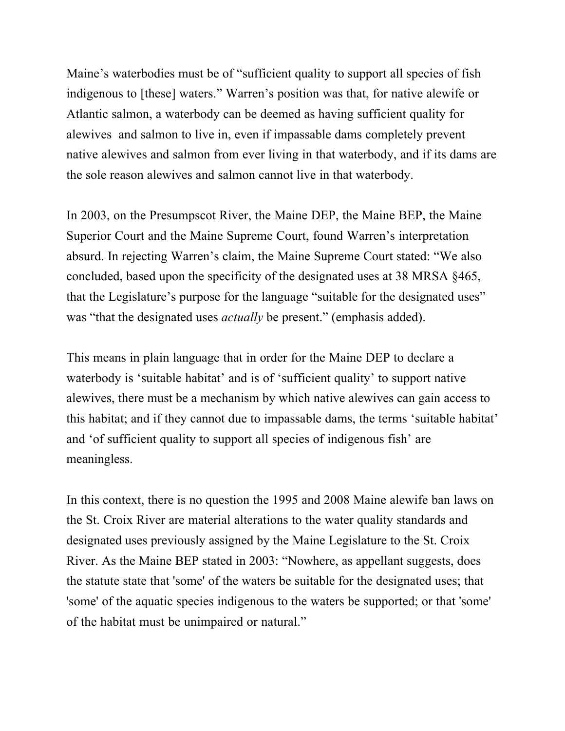Maine's waterbodies must be of "sufficient quality to support all species of fish indigenous to [these] waters." Warren's position was that, for native alewife or Atlantic salmon, a waterbody can be deemed as having sufficient quality for alewives  and salmon to live in, even if impassable dams completely prevent native alewives and salmon from ever living in that waterbody, and if its dams are the sole reason alewives and salmon cannot live in that waterbody.

In 2003, on the Presumpscot River, the Maine DEP, the Maine BEP, the Maine Superior Court and the Maine Supreme Court, found Warren's interpretation absurd. In rejecting Warren's claim, the Maine Supreme Court stated: "We also concluded, based upon the specificity of the designated uses at 38 MRSA §465, that the Legislature's purpose for the language "suitable for the designated uses" was "that the designated uses *actually* be present." (emphasis added).

This means in plain language that in order for the Maine DEP to declare a waterbody is 'suitable habitat' and is of 'sufficient quality' to support native alewives, there must be a mechanism by which native alewives can gain access to this habitat; and if they cannot due to impassable dams, the terms 'suitable habitat' and 'of sufficient quality to support all species of indigenous fish' are meaningless.

In this context, there is no question the 1995 and 2008 Maine alewife ban laws on the St. Croix River are material alterations to the water quality standards and designated uses previously assigned by the Maine Legislature to the St. Croix River. As the Maine BEP stated in 2003: "Nowhere, as appellant suggests, does the statute state that 'some' of the waters be suitable for the designated uses; that 'some' of the aquatic species indigenous to the waters be supported; or that 'some' of the habitat must be unimpaired or natural."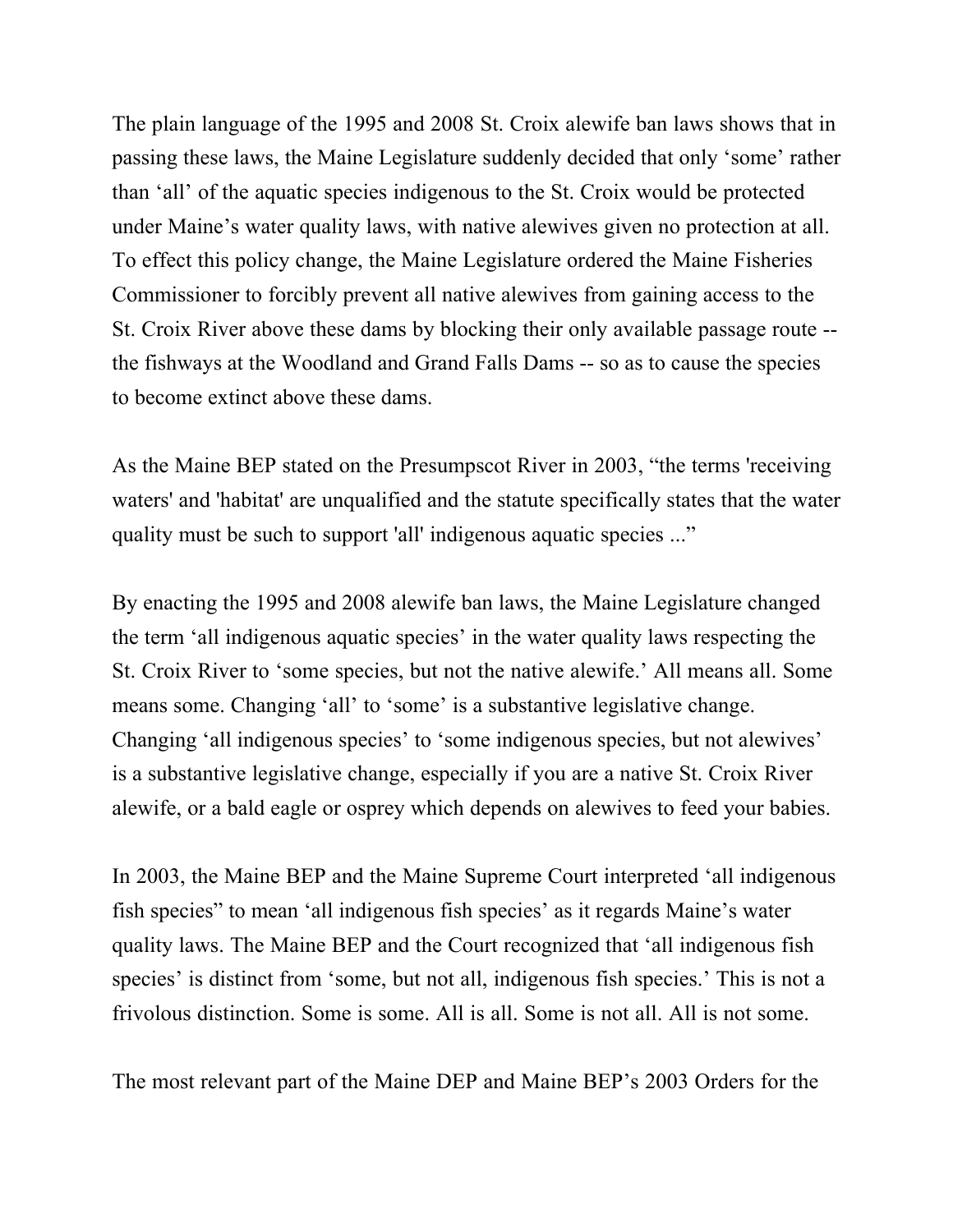The plain language of the 1995 and 2008 St. Croix alewife ban laws shows that in passing these laws, the Maine Legislature suddenly decided that only ‘some’ rather than ‘all’ of the aquatic species indigenous to the St. Croix would be protected under Maine’s water quality laws, with native alewives given no protection at all. To effect this policy change, the Maine Legislature ordered the Maine Fisheries Commissioner to forcibly prevent all native alewives from gaining access to the St. Croix River above these dams by blocking their only available passage route -- the fishways at the Woodland and Grand Falls Dams -- so as to cause the species to become extinct above these dams.

As the Maine BEP stated on the Presumpscot River in 2003, “the terms 'receiving waters' and 'habitat' are unqualified and the statute specifically states that the water quality must be such to support 'all' indigenous aquatic species ...”

By enacting the 1995 and 2008 alewife ban laws, the Maine Legislature changed the term ‘all indigenous aquatic species’ in the water quality laws respecting the St. Croix River to ‘some species, but not the native alewife.’ All means all. Some means some. Changing ‘all’ to ‘some’ is a substantive legislative change. Changing ‘all indigenous species’ to ‘some indigenous species, but not alewives’ is a substantive legislative change, especially if you are a native St. Croix River alewife, or a bald eagle or osprey which depends on alewives to feed your babies.

In 2003, the Maine BEP and the Maine Supreme Court interpreted ‘all indigenous fish species” to mean ‘all indigenous fish species’ as it regards Maine’s water quality laws. The Maine BEP and the Court recognized that ‘all indigenous fish species’ is distinct from ‘some, but not all, indigenous fish species.’ This is not a frivolous distinction. Some is some. All is all. Some is not all. All is not some.

The most relevant part of the Maine DEP and Maine BEP’s 2003 Orders for the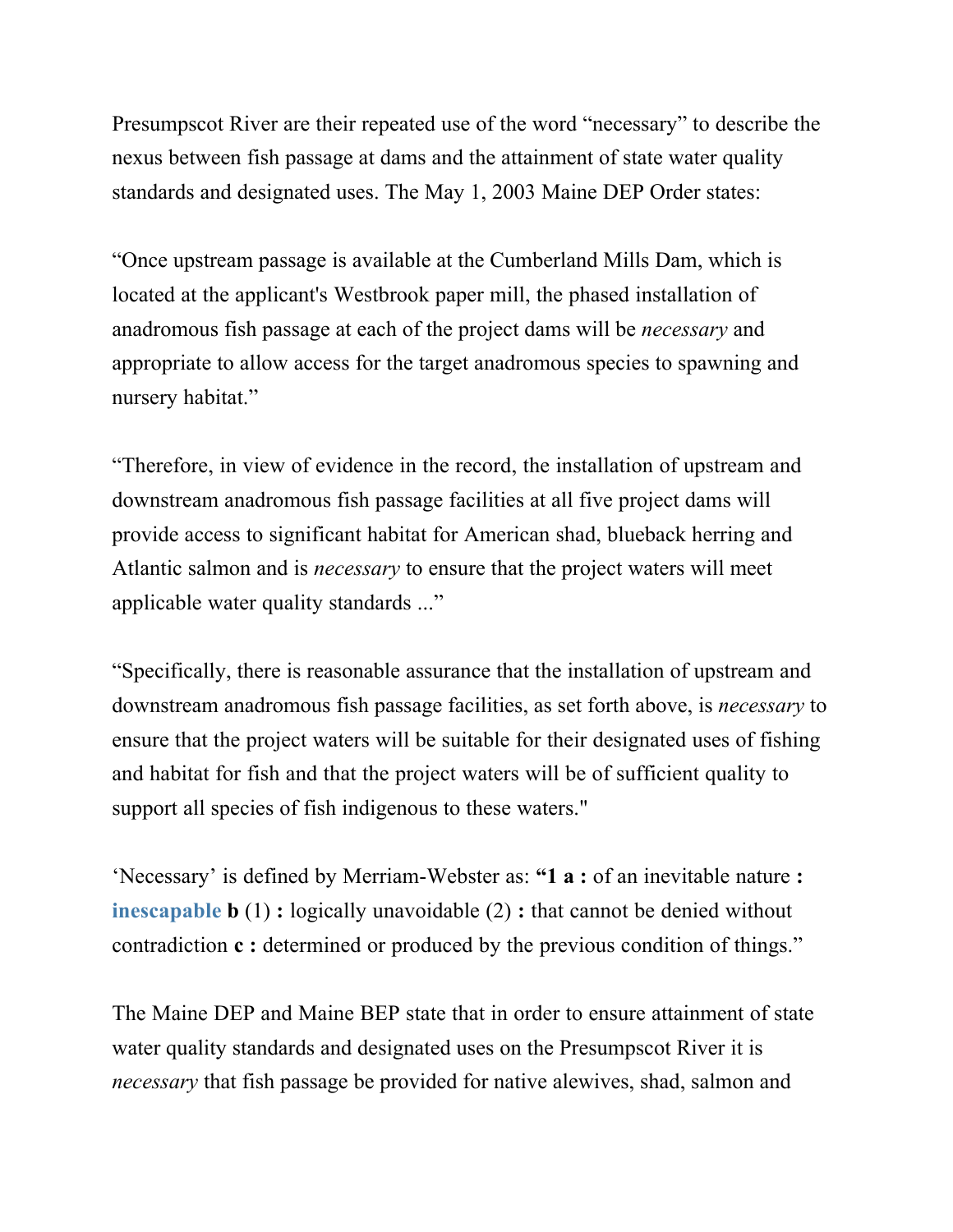Presumpscot River are their repeated use of the word "necessary" to describe the nexus between fish passage at dams and the attainment of state water quality standards and designated uses. The May 1, 2003 Maine DEP Order states:

"Once upstream passage is available at the Cumberland Mills Dam, which is located at the applicant's Westbrook paper mill, the phased installation of anadromous fish passage at each of the project dams will be *necessary* and appropriate to allow access for the target anadromous species to spawning and nursery habitat."

"Therefore, in view of evidence in the record, the installation of upstream and downstream anadromous fish passage facilities at all five project dams will provide access to significant habitat for American shad, blueback herring and Atlantic salmon and is *necessary* to ensure that the project waters will meet applicable water quality standards ..."

"Specifically, there is reasonable assurance that the installation of upstream and downstream anadromous fish passage facilities, as set forth above, is *necessary* to ensure that the project waters will be suitable for their designated uses of fishing and habitat for fish and that the project waters will be of sufficient quality to support all species of fish indigenous to these waters."

'Necessary' is defined by Merriam-Webster as: **"1 a :** of an inevitable nature **:** **inescapable** **b** (1) **:** logically unavoidable (2) **:** that cannot be denied without contradiction **c :** determined or produced by the previous condition of things."

The Maine DEP and Maine BEP state that in order to ensure attainment of state water quality standards and designated uses on the Presumpscot River it is *necessary* that fish passage be provided for native alewives, shad, salmon and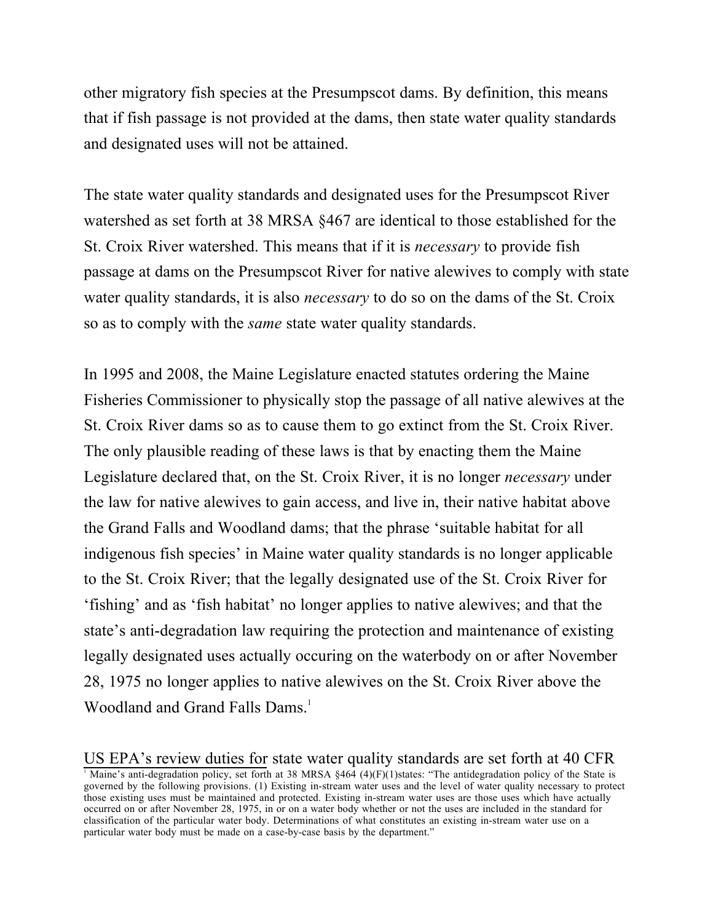other migratory fish species at the Presumpscot dams. By definition, this means that if fish passage is not provided at the dams, then state water quality standards and designated uses will not be attained.

The state water quality standards and designated uses for the Presumpscot River watershed as set forth at 38 MRSA §467 are identical to those established for the St. Croix River watershed. This means that if it is *necessary* to provide fish passage at dams on the Presumpscot River for native alewives to comply with state water quality standards, it is also *necessary* to do so on the dams of the St. Croix so as to comply with the *same* state water quality standards.

In 1995 and 2008, the Maine Legislature enacted statutes ordering the Maine Fisheries Commissioner to physically stop the passage of all native alewives at the St. Croix River dams so as to cause them to go extinct from the St. Croix River. The only plausible reading of these laws is that by enacting them the Maine Legislature declared that, on the St. Croix River, it is no longer *necessary* under the law for native alewives to gain access, and live in, their native habitat above the Grand Falls and Woodland dams; that the phrase 'suitable habitat for all indigenous fish species' in Maine water quality standards is no longer applicable to the St. Croix River; that the legally designated use of the St. Croix River for 'fishing' and as 'fish habitat' no longer applies to native alewives; and that the state's anti-degradation law requiring the protection and maintenance of existing legally designated uses actually occuring on the waterbody on or after November 28, 1975 no longer applies to native alewives on the St. Croix River above the Woodland and Grand Falls Dams.[1]

US EPA's review duties for state water quality standards are set forth at 40 CFR

[1] Maine's anti-degradation policy, set forth at 38 MRSA §464 (4)(F)(1)states: "The antidegradation policy of the State is governed by the following provisions. (1) Existing in-stream water uses and the level of water quality necessary to protect those existing uses must be maintained and protected. Existing in-stream water uses are those uses which have actually occurred on or after November 28, 1975, in or on a water body whether or not the uses are included in the standard for classification of the particular water body. Determinations of what constitutes an existing in-stream water use on a particular water body must be made on a case-by-case basis by the department."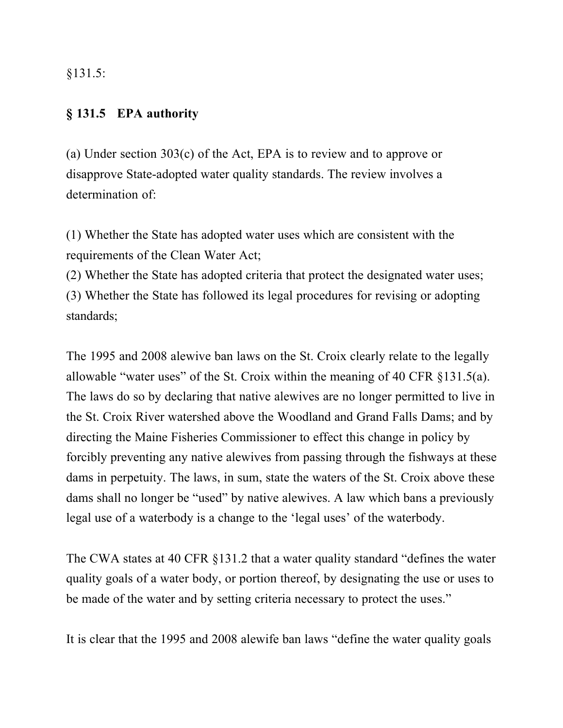§131.5:

**§ 131.5 EPA authority**

(a) Under section 303(c) of the Act, EPA is to review and to approve or disapprove State-adopted water quality standards. The review involves a determination of:

(1) Whether the State has adopted water uses which are consistent with the requirements of the Clean Water Act;
(2) Whether the State has adopted criteria that protect the designated water uses;
(3) Whether the State has followed its legal procedures for revising or adopting standards;

The 1995 and 2008 alewive ban laws on the St. Croix clearly relate to the legally allowable "water uses" of the St. Croix within the meaning of 40 CFR §131.5(a). The laws do so by declaring that native alewives are no longer permitted to live in the St. Croix River watershed above the Woodland and Grand Falls Dams; and by directing the Maine Fisheries Commissioner to effect this change in policy by forcibly preventing any native alewives from passing through the fishways at these dams in perpetuity. The laws, in sum, state the waters of the St. Croix above these dams shall no longer be "used" by native alewives. A law which bans a previously legal use of a waterbody is a change to the 'legal uses' of the waterbody.

The CWA states at 40 CFR §131.2 that a water quality standard "defines the water quality goals of a water body, or portion thereof, by designating the use or uses to be made of the water and by setting criteria necessary to protect the uses."

It is clear that the 1995 and 2008 alewife ban laws "define the water quality goals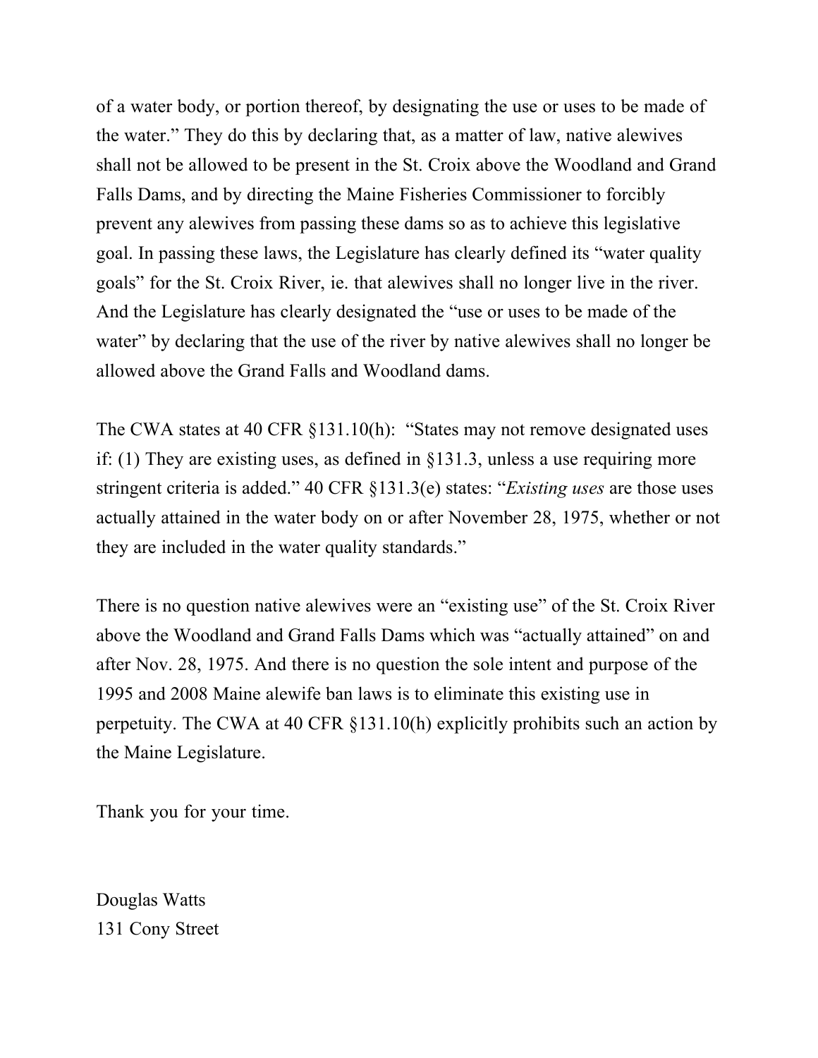of a water body, or portion thereof, by designating the use or uses to be made of the water." They do this by declaring that, as a matter of law, native alewives shall not be allowed to be present in the St. Croix above the Woodland and Grand Falls Dams, and by directing the Maine Fisheries Commissioner to forcibly prevent any alewives from passing these dams so as to achieve this legislative goal. In passing these laws, the Legislature has clearly defined its "water quality goals" for the St. Croix River, ie. that alewives shall no longer live in the river. And the Legislature has clearly designated the "use or uses to be made of the water" by declaring that the use of the river by native alewives shall no longer be allowed above the Grand Falls and Woodland dams.

The CWA states at 40 CFR §131.10(h): "States may not remove designated uses if: (1) They are existing uses, as defined in §131.3, unless a use requiring more stringent criteria is added." 40 CFR §131.3(e) states: "*Existing uses* are those uses actually attained in the water body on or after November 28, 1975, whether or not they are included in the water quality standards."

There is no question native alewives were an "existing use" of the St. Croix River above the Woodland and Grand Falls Dams which was "actually attained" on and after Nov. 28, 1975. And there is no question the sole intent and purpose of the 1995 and 2008 Maine alewife ban laws is to eliminate this existing use in perpetuity. The CWA at 40 CFR §131.10(h) explicitly prohibits such an action by the Maine Legislature.

Thank you for your time.

Douglas Watts
131 Cony Street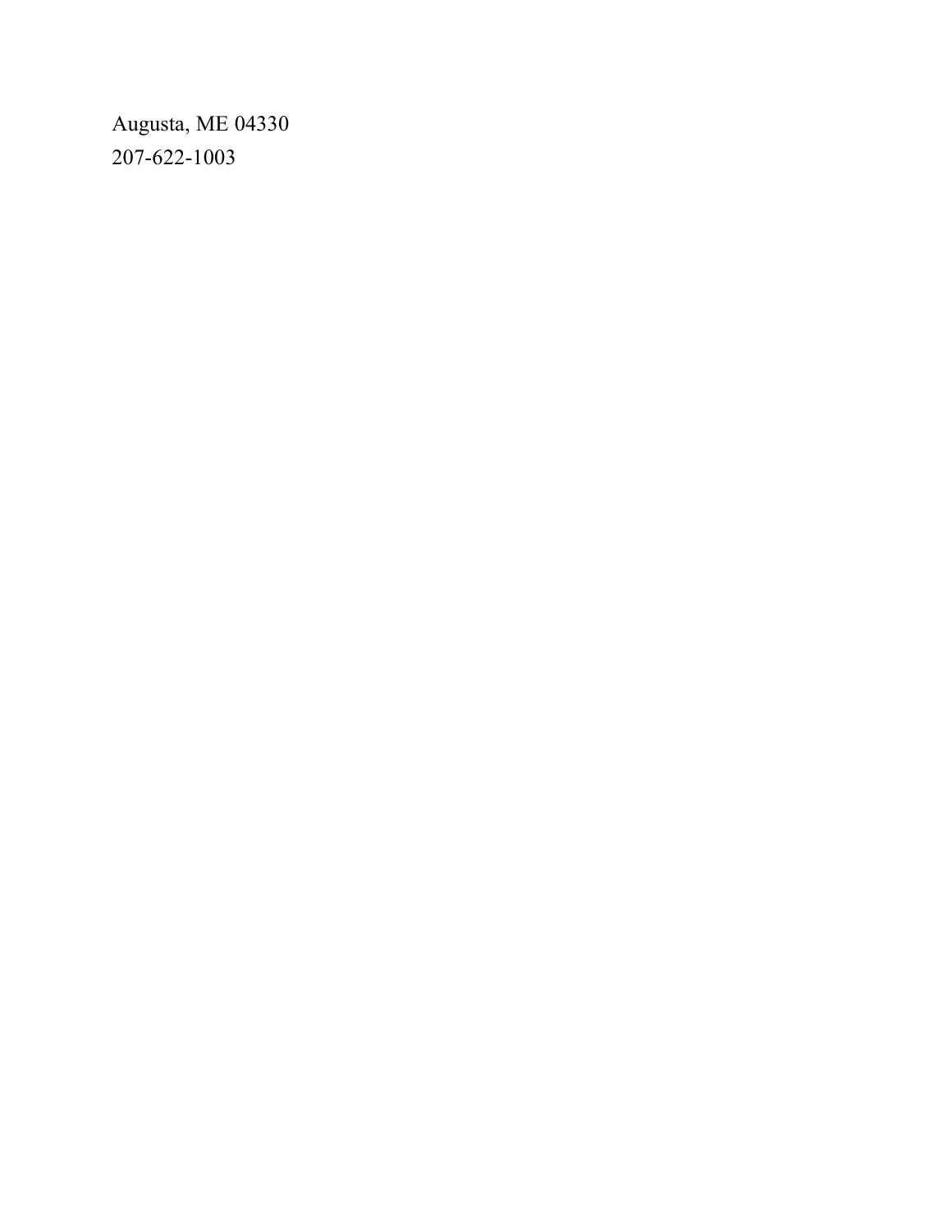Augusta, ME 04330
207-622-1003